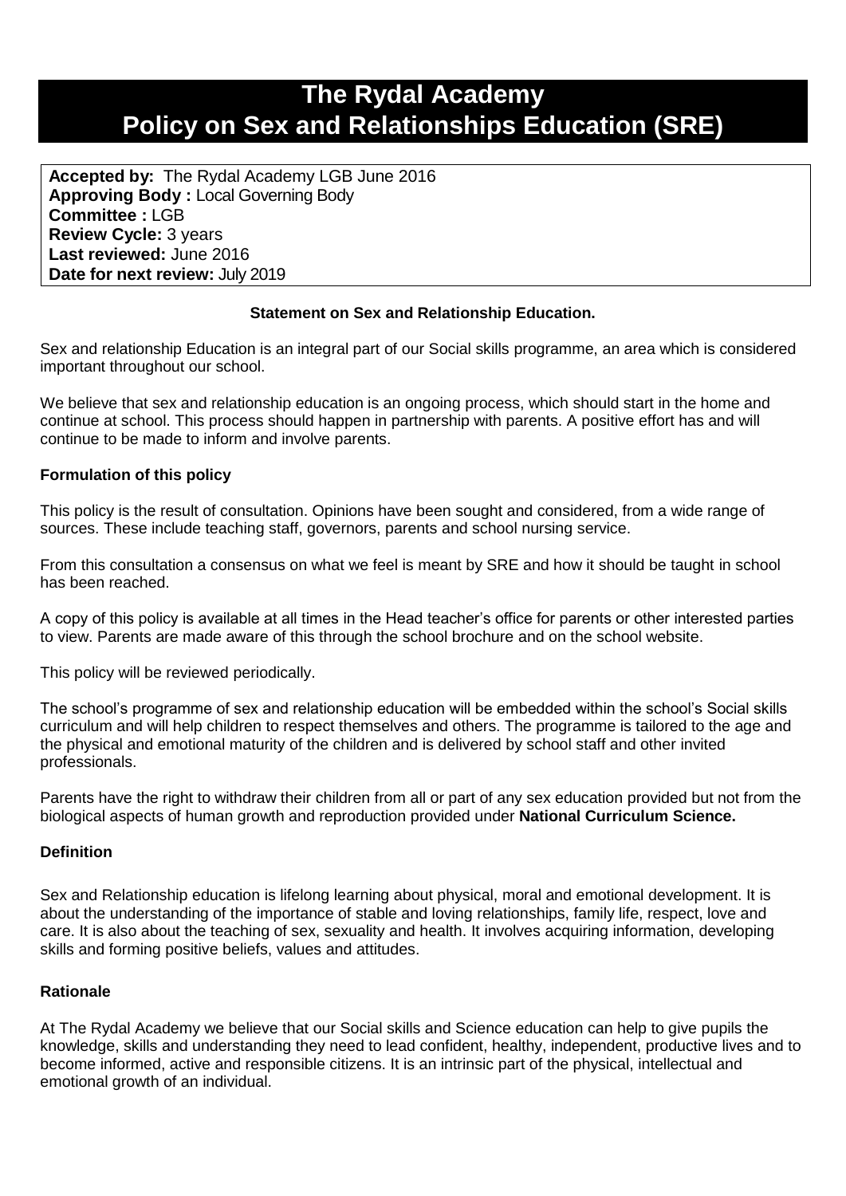# The Rydal Academy
# Policy on Sex and Relationships Education (SRE)

**Accepted by:** The Rydal Academy LGB June 2016
**Approving Body :** Local Governing Body
**Committee :** LGB
**Review Cycle:** 3 years
**Last reviewed:** June 2016
**Date for next review:** July 2019

**Statement on Sex and Relationship Education.**

Sex and relationship Education is an integral part of our Social skills programme, an area which is considered important throughout our school.

We believe that sex and relationship education is an ongoing process, which should start in the home and continue at school. This process should happen in partnership with parents. A positive effort has and will continue to be made to inform and involve parents.

### Formulation of this policy

This policy is the result of consultation. Opinions have been sought and considered, from a wide range of sources. These include teaching staff, governors, parents and school nursing service.

From this consultation a consensus on what we feel is meant by SRE and how it should be taught in school has been reached.

A copy of this policy is available at all times in the Head teacher's office for parents or other interested parties to view. Parents are made aware of this through the school brochure and on the school website.

This policy will be reviewed periodically.

The school's programme of sex and relationship education will be embedded within the school's Social skills curriculum and will help children to respect themselves and others. The programme is tailored to the age and the physical and emotional maturity of the children and is delivered by school staff and other invited professionals.

Parents have the right to withdraw their children from all or part of any sex education provided but not from the biological aspects of human growth and reproduction provided under **National Curriculum Science.**

### Definition

Sex and Relationship education is lifelong learning about physical, moral and emotional development. It is about the understanding of the importance of stable and loving relationships, family life, respect, love and care. It is also about the teaching of sex, sexuality and health. It involves acquiring information, developing skills and forming positive beliefs, values and attitudes.

### Rationale

At The Rydal Academy we believe that our Social skills and Science education can help to give pupils the knowledge, skills and understanding they need to lead confident, healthy, independent, productive lives and to become informed, active and responsible citizens. It is an intrinsic part of the physical, intellectual and emotional growth of an individual.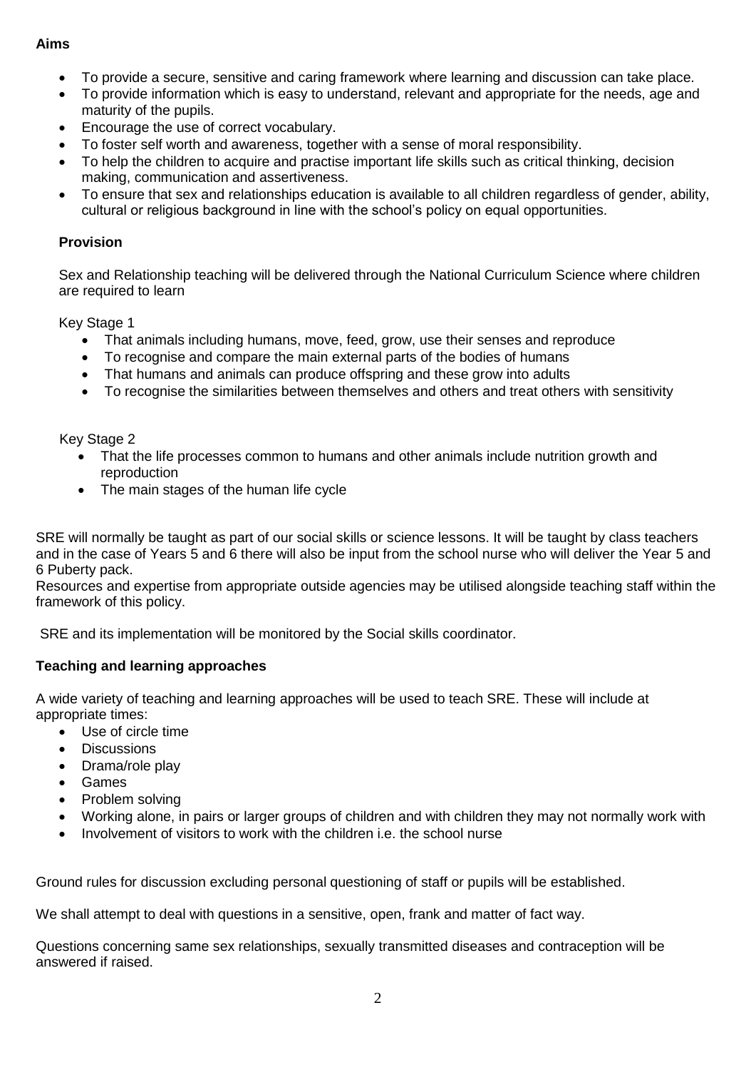**Aims**

- To provide a secure, sensitive and caring framework where learning and discussion can take place.
- To provide information which is easy to understand, relevant and appropriate for the needs, age and maturity of the pupils.
- Encourage the use of correct vocabulary.
- To foster self worth and awareness, together with a sense of moral responsibility.
- To help the children to acquire and practise important life skills such as critical thinking, decision making, communication and assertiveness.
- To ensure that sex and relationships education is available to all children regardless of gender, ability, cultural or religious background in line with the school's policy on equal opportunities.

**Provision**

Sex and Relationship teaching will be delivered through the National Curriculum Science where children are required to learn

Key Stage 1

- That animals including humans, move, feed, grow, use their senses and reproduce
- To recognise and compare the main external parts of the bodies of humans
- That humans and animals can produce offspring and these grow into adults
- To recognise the similarities between themselves and others and treat others with sensitivity

Key Stage 2

- That the life processes common to humans and other animals include nutrition growth and reproduction
- The main stages of the human life cycle

SRE will normally be taught as part of our social skills or science lessons. It will be taught by class teachers and in the case of Years 5 and 6 there will also be input from the school nurse who will deliver the Year 5 and 6 Puberty pack.
Resources and expertise from appropriate outside agencies may be utilised alongside teaching staff within the framework of this policy.

SRE and its implementation will be monitored by the Social skills coordinator.

**Teaching and learning approaches**

A wide variety of teaching and learning approaches will be used to teach SRE. These will include at appropriate times:

- Use of circle time
- Discussions
- Drama/role play
- Games
- Problem solving
- Working alone, in pairs or larger groups of children and with children they may not normally work with
- Involvement of visitors to work with the children i.e. the school nurse

Ground rules for discussion excluding personal questioning of staff or pupils will be established.

We shall attempt to deal with questions in a sensitive, open, frank and matter of fact way.

Questions concerning same sex relationships, sexually transmitted diseases and contraception will be answered if raised.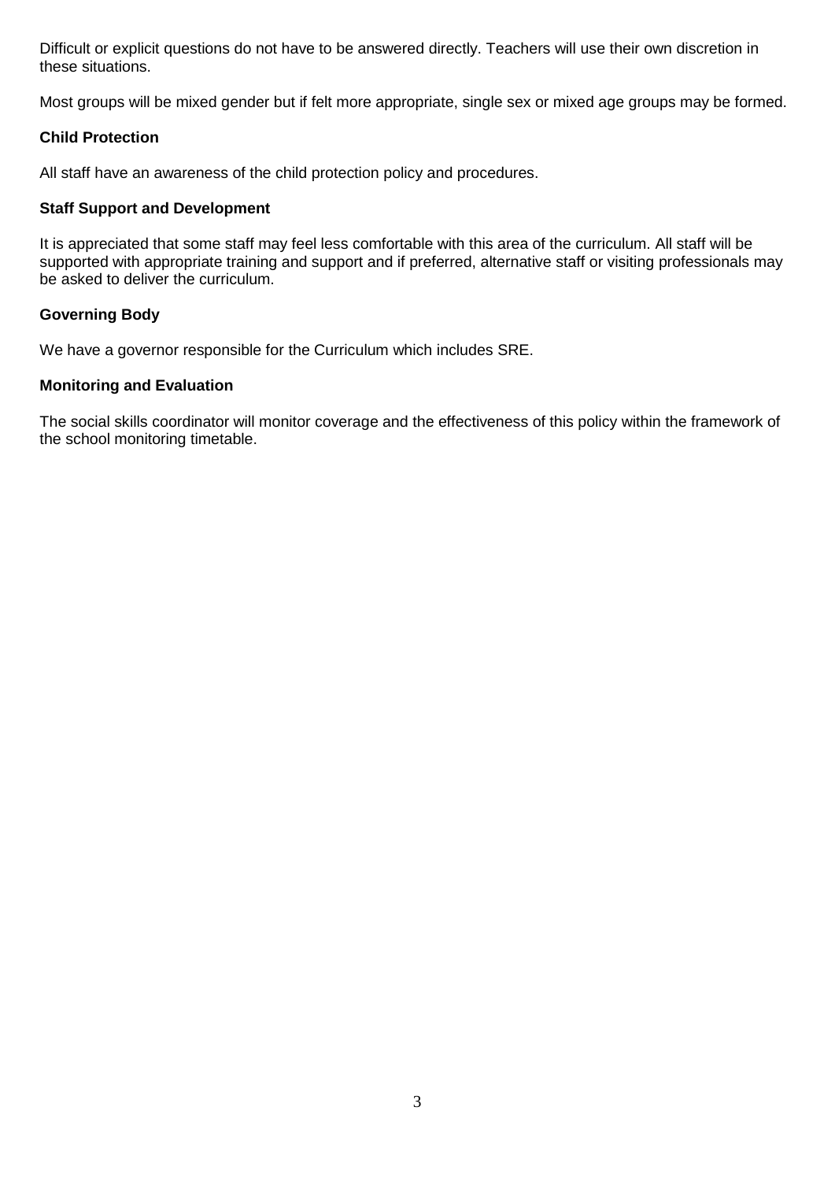Difficult or explicit questions do not have to be answered directly. Teachers will use their own discretion in these situations.

Most groups will be mixed gender but if felt more appropriate, single sex or mixed age groups may be formed.

**Child Protection**

All staff have an awareness of the child protection policy and procedures.

**Staff Support and Development**

It is appreciated that some staff may feel less comfortable with this area of the curriculum. All staff will be supported with appropriate training and support and if preferred, alternative staff or visiting professionals may be asked to deliver the curriculum.

**Governing Body**

We have a governor responsible for the Curriculum which includes SRE.

**Monitoring and Evaluation**

The social skills coordinator will monitor coverage and the effectiveness of this policy within the framework of the school monitoring timetable.